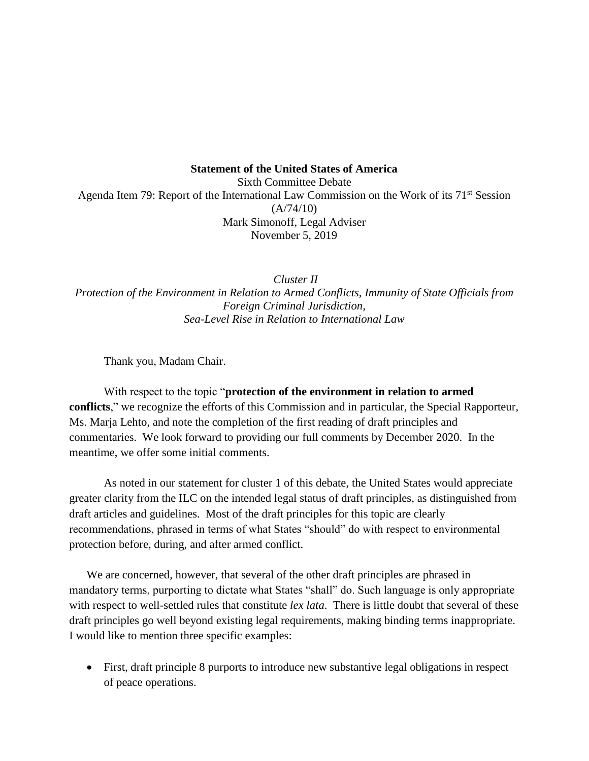**Statement of the United States of America**

Sixth Committee Debate

Agenda Item 79: Report of the International Law Commission on the Work of its 71st Session (A/74/10)

Mark Simonoff, Legal Adviser

November 5, 2019

*Cluster II*

*Protection of the Environment in Relation to Armed Conflicts, Immunity of State Officials from Foreign Criminal Jurisdiction, Sea-Level Rise in Relation to International Law*

Thank you, Madam Chair.

With respect to the topic "**protection of the environment in relation to armed conflicts**," we recognize the efforts of this Commission and in particular, the Special Rapporteur, Ms. Marja Lehto, and note the completion of the first reading of draft principles and commentaries. We look forward to providing our full comments by December 2020. In the meantime, we offer some initial comments.

As noted in our statement for cluster 1 of this debate, the United States would appreciate greater clarity from the ILC on the intended legal status of draft principles, as distinguished from draft articles and guidelines. Most of the draft principles for this topic are clearly recommendations, phrased in terms of what States "should" do with respect to environmental protection before, during, and after armed conflict.

We are concerned, however, that several of the other draft principles are phrased in mandatory terms, purporting to dictate what States "shall" do. Such language is only appropriate with respect to well-settled rules that constitute *lex lata*. There is little doubt that several of these draft principles go well beyond existing legal requirements, making binding terms inappropriate. I would like to mention three specific examples:

- First, draft principle 8 purports to introduce new substantive legal obligations in respect of peace operations.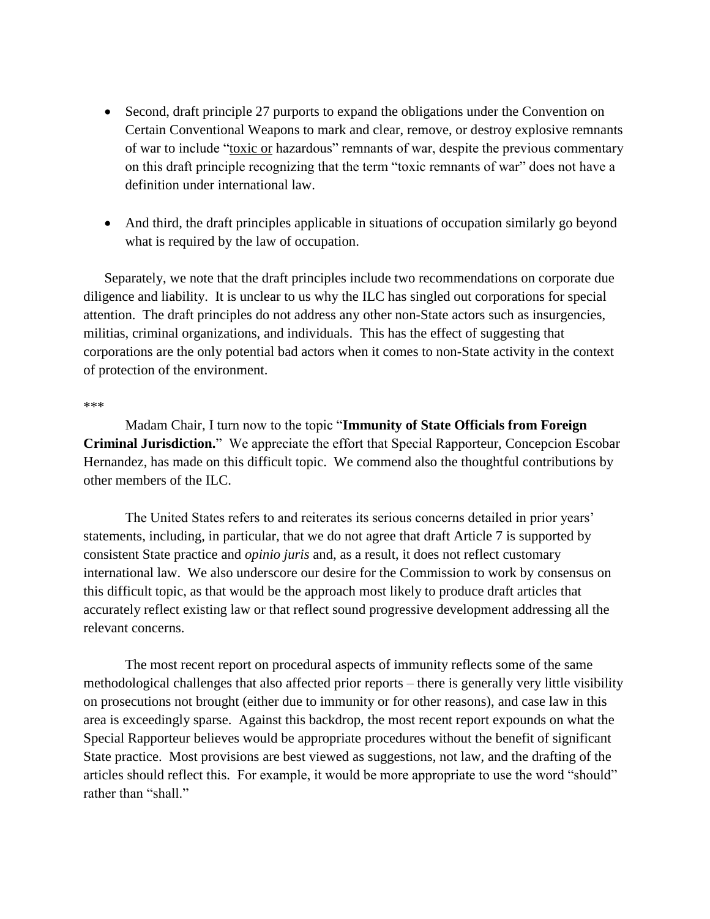- Second, draft principle 27 purports to expand the obligations under the Convention on Certain Conventional Weapons to mark and clear, remove, or destroy explosive remnants of war to include "<u>toxic or</u> hazardous" remnants of war, despite the previous commentary on this draft principle recognizing that the term "toxic remnants of war" does not have a definition under international law.

- And third, the draft principles applicable in situations of occupation similarly go beyond what is required by the law of occupation.

Separately, we note that the draft principles include two recommendations on corporate due diligence and liability. It is unclear to us why the ILC has singled out corporations for special attention. The draft principles do not address any other non-State actors such as insurgencies, militias, criminal organizations, and individuals. This has the effect of suggesting that corporations are the only potential bad actors when it comes to non-State activity in the context of protection of the environment.

***

Madam Chair, I turn now to the topic "**Immunity of State Officials from Foreign Criminal Jurisdiction.**" We appreciate the effort that Special Rapporteur, Concepcion Escobar Hernandez, has made on this difficult topic. We commend also the thoughtful contributions by other members of the ILC.

The United States refers to and reiterates its serious concerns detailed in prior years' statements, including, in particular, that we do not agree that draft Article 7 is supported by consistent State practice and *opinio juris* and, as a result, it does not reflect customary international law. We also underscore our desire for the Commission to work by consensus on this difficult topic, as that would be the approach most likely to produce draft articles that accurately reflect existing law or that reflect sound progressive development addressing all the relevant concerns.

The most recent report on procedural aspects of immunity reflects some of the same methodological challenges that also affected prior reports – there is generally very little visibility on prosecutions not brought (either due to immunity or for other reasons), and case law in this area is exceedingly sparse. Against this backdrop, the most recent report expounds on what the Special Rapporteur believes would be appropriate procedures without the benefit of significant State practice. Most provisions are best viewed as suggestions, not law, and the drafting of the articles should reflect this. For example, it would be more appropriate to use the word "should" rather than "shall."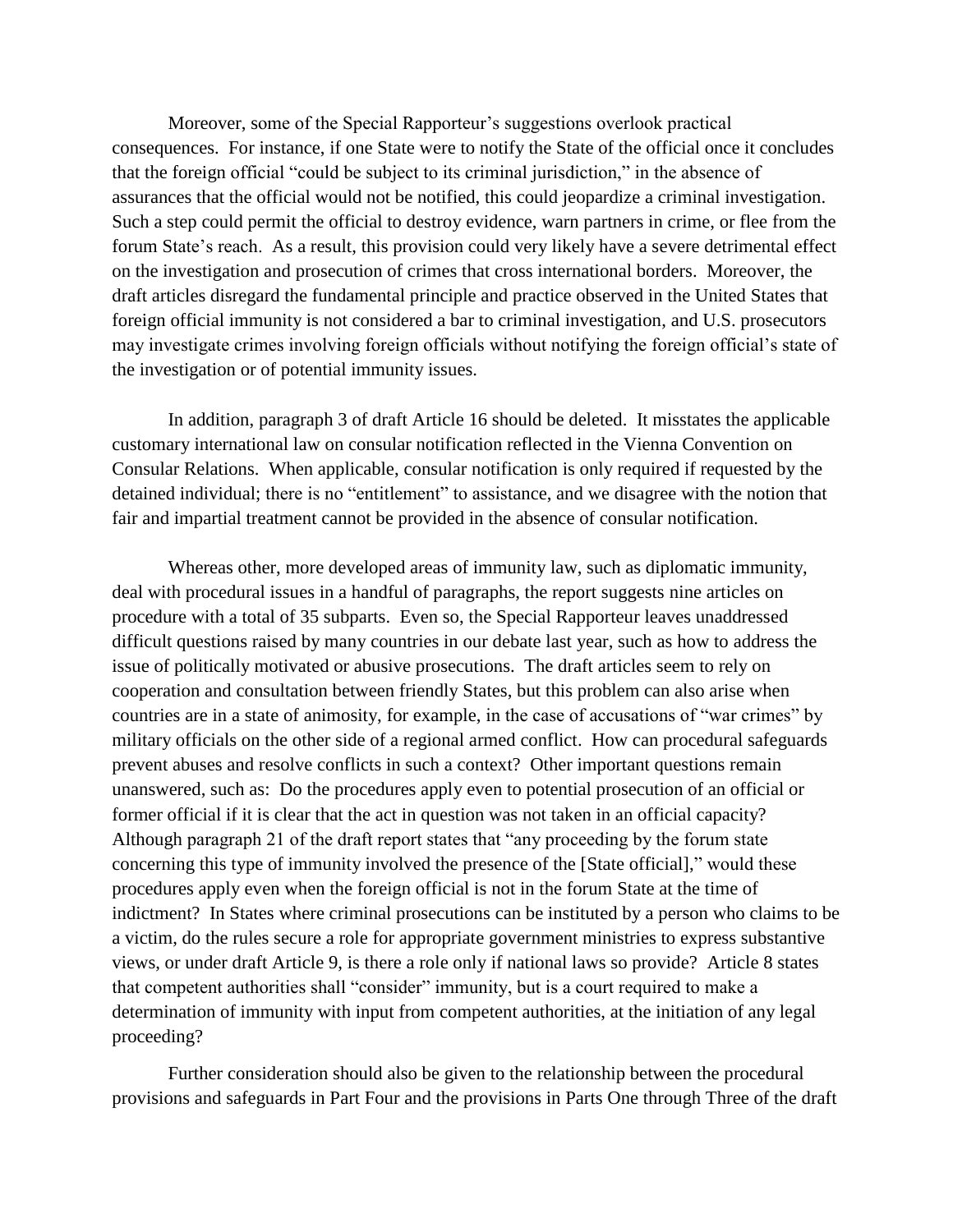Moreover, some of the Special Rapporteur's suggestions overlook practical consequences. For instance, if one State were to notify the State of the official once it concludes that the foreign official "could be subject to its criminal jurisdiction," in the absence of assurances that the official would not be notified, this could jeopardize a criminal investigation. Such a step could permit the official to destroy evidence, warn partners in crime, or flee from the forum State's reach. As a result, this provision could very likely have a severe detrimental effect on the investigation and prosecution of crimes that cross international borders. Moreover, the draft articles disregard the fundamental principle and practice observed in the United States that foreign official immunity is not considered a bar to criminal investigation, and U.S. prosecutors may investigate crimes involving foreign officials without notifying the foreign official's state of the investigation or of potential immunity issues.

In addition, paragraph 3 of draft Article 16 should be deleted. It misstates the applicable customary international law on consular notification reflected in the Vienna Convention on Consular Relations. When applicable, consular notification is only required if requested by the detained individual; there is no "entitlement" to assistance, and we disagree with the notion that fair and impartial treatment cannot be provided in the absence of consular notification.

Whereas other, more developed areas of immunity law, such as diplomatic immunity, deal with procedural issues in a handful of paragraphs, the report suggests nine articles on procedure with a total of 35 subparts. Even so, the Special Rapporteur leaves unaddressed difficult questions raised by many countries in our debate last year, such as how to address the issue of politically motivated or abusive prosecutions. The draft articles seem to rely on cooperation and consultation between friendly States, but this problem can also arise when countries are in a state of animosity, for example, in the case of accusations of "war crimes" by military officials on the other side of a regional armed conflict. How can procedural safeguards prevent abuses and resolve conflicts in such a context? Other important questions remain unanswered, such as: Do the procedures apply even to potential prosecution of an official or former official if it is clear that the act in question was not taken in an official capacity? Although paragraph 21 of the draft report states that "any proceeding by the forum state concerning this type of immunity involved the presence of the [State official]," would these procedures apply even when the foreign official is not in the forum State at the time of indictment? In States where criminal prosecutions can be instituted by a person who claims to be a victim, do the rules secure a role for appropriate government ministries to express substantive views, or under draft Article 9, is there a role only if national laws so provide? Article 8 states that competent authorities shall "consider" immunity, but is a court required to make a determination of immunity with input from competent authorities, at the initiation of any legal proceeding?

Further consideration should also be given to the relationship between the procedural provisions and safeguards in Part Four and the provisions in Parts One through Three of the draft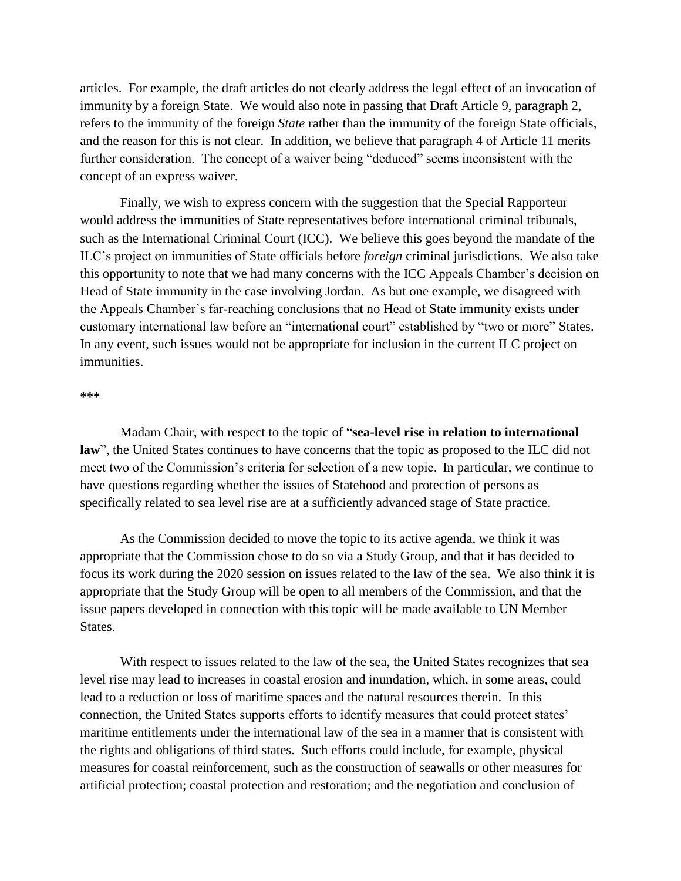articles. For example, the draft articles do not clearly address the legal effect of an invocation of immunity by a foreign State. We would also note in passing that Draft Article 9, paragraph 2, refers to the immunity of the foreign *State* rather than the immunity of the foreign State officials, and the reason for this is not clear. In addition, we believe that paragraph 4 of Article 11 merits further consideration. The concept of a waiver being "deduced" seems inconsistent with the concept of an express waiver.

Finally, we wish to express concern with the suggestion that the Special Rapporteur would address the immunities of State representatives before international criminal tribunals, such as the International Criminal Court (ICC). We believe this goes beyond the mandate of the ILC's project on immunities of State officials before *foreign* criminal jurisdictions. We also take this opportunity to note that we had many concerns with the ICC Appeals Chamber's decision on Head of State immunity in the case involving Jordan. As but one example, we disagreed with the Appeals Chamber's far-reaching conclusions that no Head of State immunity exists under customary international law before an "international court" established by "two or more" States. In any event, such issues would not be appropriate for inclusion in the current ILC project on immunities.

**\*\*\***

Madam Chair, with respect to the topic of "**sea-level rise in relation to international law**", the United States continues to have concerns that the topic as proposed to the ILC did not meet two of the Commission's criteria for selection of a new topic. In particular, we continue to have questions regarding whether the issues of Statehood and protection of persons as specifically related to sea level rise are at a sufficiently advanced stage of State practice.

As the Commission decided to move the topic to its active agenda, we think it was appropriate that the Commission chose to do so via a Study Group, and that it has decided to focus its work during the 2020 session on issues related to the law of the sea. We also think it is appropriate that the Study Group will be open to all members of the Commission, and that the issue papers developed in connection with this topic will be made available to UN Member States.

With respect to issues related to the law of the sea, the United States recognizes that sea level rise may lead to increases in coastal erosion and inundation, which, in some areas, could lead to a reduction or loss of maritime spaces and the natural resources therein. In this connection, the United States supports efforts to identify measures that could protect states' maritime entitlements under the international law of the sea in a manner that is consistent with the rights and obligations of third states. Such efforts could include, for example, physical measures for coastal reinforcement, such as the construction of seawalls or other measures for artificial protection; coastal protection and restoration; and the negotiation and conclusion of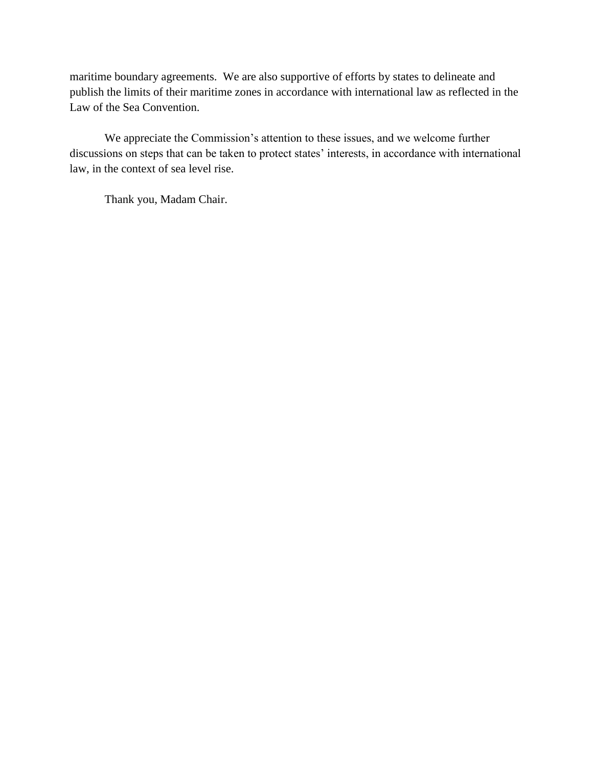maritime boundary agreements. We are also supportive of efforts by states to delineate and publish the limits of their maritime zones in accordance with international law as reflected in the Law of the Sea Convention.

We appreciate the Commission's attention to these issues, and we welcome further discussions on steps that can be taken to protect states' interests, in accordance with international law, in the context of sea level rise.

Thank you, Madam Chair.